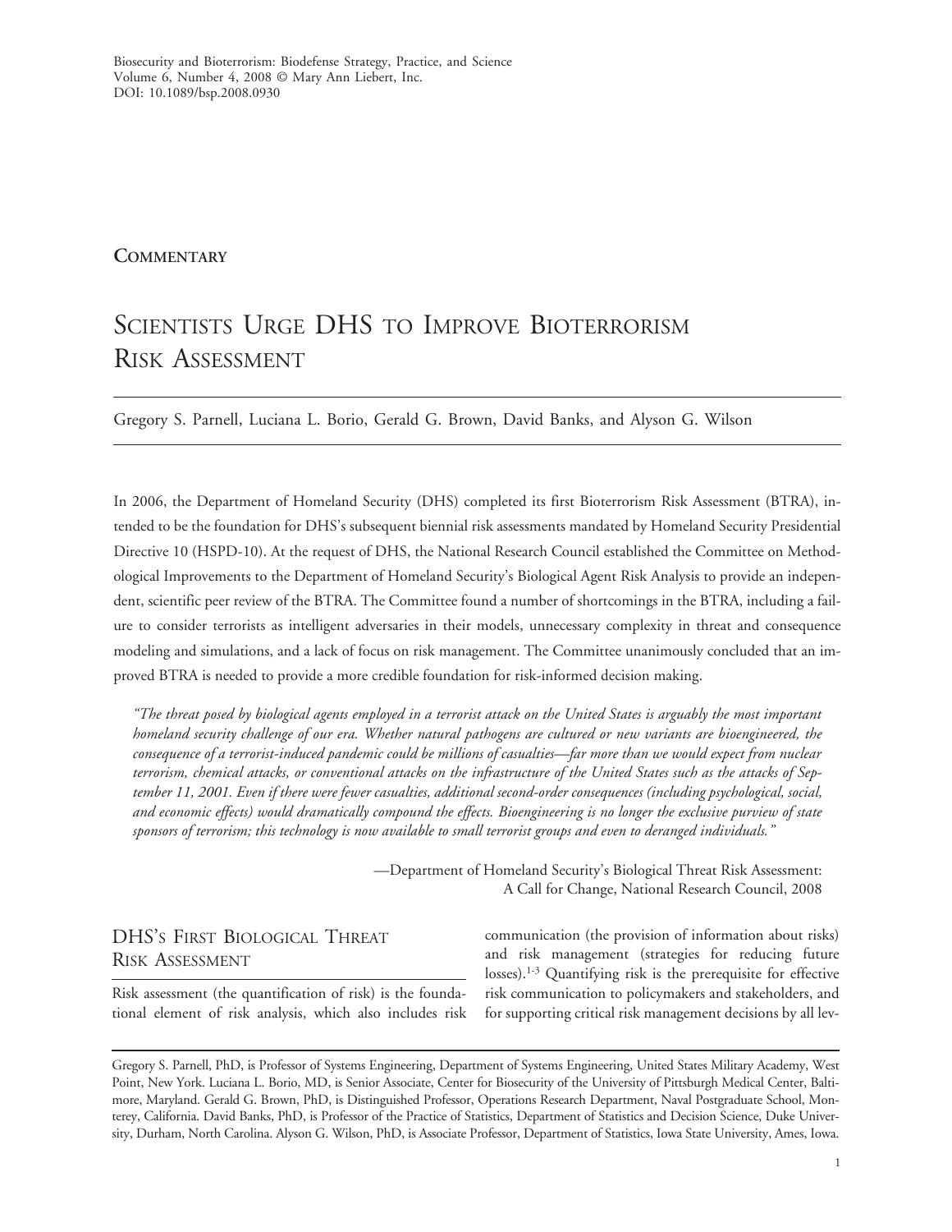**Commentary**

# Scientists Urge DHS to Improve Bioterrorism Risk Assessment

Gregory S. Parnell, Luciana L. Borio, Gerald G. Brown, David Banks, and Alyson G. Wilson

In 2006, the Department of Homeland Security (DHS) completed its first Bioterrorism Risk Assessment (BTRA), intended to be the foundation for DHS's subsequent biennial risk assessments mandated by Homeland Security Presidential Directive 10 (HSPD-10). At the request of DHS, the National Research Council established the Committee on Methodological Improvements to the Department of Homeland Security's Biological Agent Risk Analysis to provide an independent, scientific peer review of the BTRA. The Committee found a number of shortcomings in the BTRA, including a failure to consider terrorists as intelligent adversaries in their models, unnecessary complexity in threat and consequence modeling and simulations, and a lack of focus on risk management. The Committee unanimously concluded that an improved BTRA is needed to provide a more credible foundation for risk-informed decision making.

> *"The threat posed by biological agents employed in a terrorist attack on the United States is arguably the most important homeland security challenge of our era. Whether natural pathogens are cultured or new variants are bioengineered, the consequence of a terrorist-induced pandemic could be millions of casualties—far more than we would expect from nuclear terrorism, chemical attacks, or conventional attacks on the infrastructure of the United States such as the attacks of September 11, 2001. Even if there were fewer casualties, additional second-order consequences (including psychological, social, and economic effects) would dramatically compound the effects. Bioengineering is no longer the exclusive purview of state sponsors of terrorism; this technology is now available to small terrorist groups and even to deranged individuals."*
>
> —Department of Homeland Security's Biological Threat Risk Assessment: A Call for Change, National Research Council, 2008

## DHS's First Biological Threat Risk Assessment

Risk assessment (the quantification of risk) is the foundational element of risk analysis, which also includes risk communication (the provision of information about risks) and risk management (strategies for reducing future losses).[1-3] Quantifying risk is the prerequisite for effective risk communication to policymakers and stakeholders, and for supporting critical risk management decisions by all lev-

Gregory S. Parnell, PhD, is Professor of Systems Engineering, Department of Systems Engineering, United States Military Academy, West Point, New York. Luciana L. Borio, MD, is Senior Associate, Center for Biosecurity of the University of Pittsburgh Medical Center, Baltimore, Maryland. Gerald G. Brown, PhD, is Distinguished Professor, Operations Research Department, Naval Postgraduate School, Monterey, California. David Banks, PhD, is Professor of the Practice of Statistics, Department of Statistics and Decision Science, Duke University, Durham, North Carolina. Alyson G. Wilson, PhD, is Associate Professor, Department of Statistics, Iowa State University, Ames, Iowa.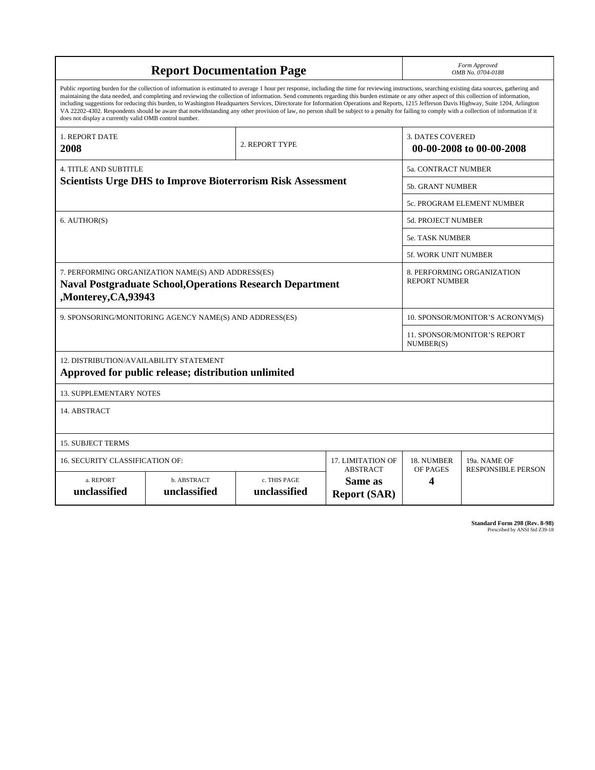# Report Documentation Page

*Form Approved*
*OMB No. 0704-0188*

Public reporting burden for the collection of information is estimated to average 1 hour per response, including the time for reviewing instructions, searching existing data sources, gathering and maintaining the data needed, and completing and reviewing the collection of information. Send comments regarding this burden estimate or any other aspect of this collection of information, including suggestions for reducing this burden, to Washington Headquarters Services, Directorate for Information Operations and Reports, 1215 Jefferson Davis Highway, Suite 1204, Arlington VA 22202-4302. Respondents should be aware that notwithstanding any other provision of law, no person shall be subject to a penalty for failing to comply with a collection of information if it does not display a currently valid OMB control number.

| 1. REPORT DATE | 2. REPORT TYPE | 3. DATES COVERED |
|---|---|---|
| **2008** | | **00-00-2008 to 00-00-2008** |

| 4. TITLE AND SUBTITLE | |
|---|---|
| **Scientists Urge DHS to Improve Bioterrorism Risk Assessment** | 5a. CONTRACT NUMBER |
| | 5b. GRANT NUMBER |
| | 5c. PROGRAM ELEMENT NUMBER |
| 6. AUTHOR(S) | 5d. PROJECT NUMBER |
| | 5e. TASK NUMBER |
| | 5f. WORK UNIT NUMBER |
| 7. PERFORMING ORGANIZATION NAME(S) AND ADDRESS(ES) **Naval Postgraduate School,Operations Research Department ,Monterey,CA,93943** | 8. PERFORMING ORGANIZATION REPORT NUMBER |
| 9. SPONSORING/MONITORING AGENCY NAME(S) AND ADDRESS(ES) | 10. SPONSOR/MONITOR'S ACRONYM(S) |
| | 11. SPONSOR/MONITOR'S REPORT NUMBER(S) |

12. DISTRIBUTION/AVAILABILITY STATEMENT
**Approved for public release; distribution unlimited**

13. SUPPLEMENTARY NOTES

14. ABSTRACT

15. SUBJECT TERMS

| 16. SECURITY CLASSIFICATION OF: | | | 17. LIMITATION OF ABSTRACT | 18. NUMBER OF PAGES | 19a. NAME OF RESPONSIBLE PERSON |
|---|---|---|---|---|---|
| a. REPORT | b. ABSTRACT | c. THIS PAGE | | | |
| **unclassified** | **unclassified** | **unclassified** | **Same as Report (SAR)** | **4** | |

**Standard Form 298 (Rev. 8-98)**
Prescribed by ANSI Std Z39-18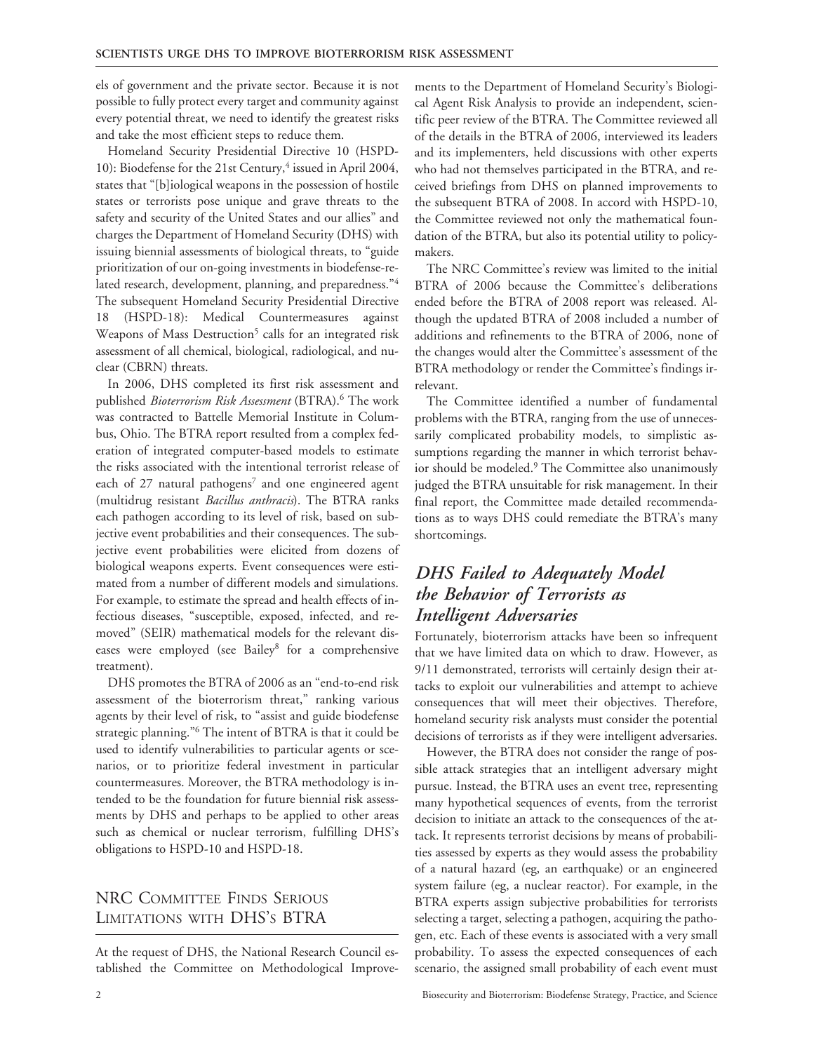els of government and the private sector. Because it is not possible to fully protect every target and community against every potential threat, we need to identify the greatest risks and take the most efficient steps to reduce them.

Homeland Security Presidential Directive 10 (HSPD-10): Biodefense for the 21st Century,[4] issued in April 2004, states that "[b]iological weapons in the possession of hostile states or terrorists pose unique and grave threats to the safety and security of the United States and our allies" and charges the Department of Homeland Security (DHS) with issuing biennial assessments of biological threats, to "guide prioritization of our on-going investments in biodefense-related research, development, planning, and preparedness."[4] The subsequent Homeland Security Presidential Directive 18 (HSPD-18): Medical Countermeasures against Weapons of Mass Destruction[5] calls for an integrated risk assessment of all chemical, biological, radiological, and nuclear (CBRN) threats.

In 2006, DHS completed its first risk assessment and published *Bioterrorism Risk Assessment* (BTRA).[6] The work was contracted to Battelle Memorial Institute in Columbus, Ohio. The BTRA report resulted from a complex federation of integrated computer-based models to estimate the risks associated with the intentional terrorist release of each of 27 natural pathogens[7] and one engineered agent (multidrug resistant *Bacillus anthracis*). The BTRA ranks each pathogen according to its level of risk, based on subjective event probabilities and their consequences. The subjective event probabilities were elicited from dozens of biological weapons experts. Event consequences were estimated from a number of different models and simulations. For example, to estimate the spread and health effects of infectious diseases, "susceptible, exposed, infected, and removed" (SEIR) mathematical models for the relevant diseases were employed (see Bailey[8] for a comprehensive treatment).

DHS promotes the BTRA of 2006 as an "end-to-end risk assessment of the bioterrorism threat," ranking various agents by their level of risk, to "assist and guide biodefense strategic planning."[6] The intent of BTRA is that it could be used to identify vulnerabilities to particular agents or scenarios, or to prioritize federal investment in particular countermeasures. Moreover, the BTRA methodology is intended to be the foundation for future biennial risk assessments by DHS and perhaps to be applied to other areas such as chemical or nuclear terrorism, fulfilling DHS's obligations to HSPD-10 and HSPD-18.

## NRC Committee Finds Serious Limitations with DHS's BTRA

At the request of DHS, the National Research Council established the Committee on Methodological Improvements to the Department of Homeland Security's Biological Agent Risk Analysis to provide an independent, scientific peer review of the BTRA. The Committee reviewed all of the details in the BTRA of 2006, interviewed its leaders and its implementers, held discussions with other experts who had not themselves participated in the BTRA, and received briefings from DHS on planned improvements to the subsequent BTRA of 2008. In accord with HSPD-10, the Committee reviewed not only the mathematical foundation of the BTRA, but also its potential utility to policymakers.

The NRC Committee's review was limited to the initial BTRA of 2006 because the Committee's deliberations ended before the BTRA of 2008 report was released. Although the updated BTRA of 2008 included a number of additions and refinements to the BTRA of 2006, none of the changes would alter the Committee's assessment of the BTRA methodology or render the Committee's findings irrelevant.

The Committee identified a number of fundamental problems with the BTRA, ranging from the use of unnecessarily complicated probability models, to simplistic assumptions regarding the manner in which terrorist behavior should be modeled.[9] The Committee also unanimously judged the BTRA unsuitable for risk management. In their final report, the Committee made detailed recommendations as to ways DHS could remediate the BTRA's many shortcomings.

## *DHS Failed to Adequately Model the Behavior of Terrorists as Intelligent Adversaries*

Fortunately, bioterrorism attacks have been so infrequent that we have limited data on which to draw. However, as 9/11 demonstrated, terrorists will certainly design their attacks to exploit our vulnerabilities and attempt to achieve consequences that will meet their objectives. Therefore, homeland security risk analysts must consider the potential decisions of terrorists as if they were intelligent adversaries.

However, the BTRA does not consider the range of possible attack strategies that an intelligent adversary might pursue. Instead, the BTRA uses an event tree, representing many hypothetical sequences of events, from the terrorist decision to initiate an attack to the consequences of the attack. It represents terrorist decisions by means of probabilities assessed by experts as they would assess the probability of a natural hazard (eg, an earthquake) or an engineered system failure (eg, a nuclear reactor). For example, in the BTRA experts assign subjective probabilities for terrorists selecting a target, selecting a pathogen, acquiring the pathogen, etc. Each of these events is associated with a very small probability. To assess the expected consequences of each scenario, the assigned small probability of each event must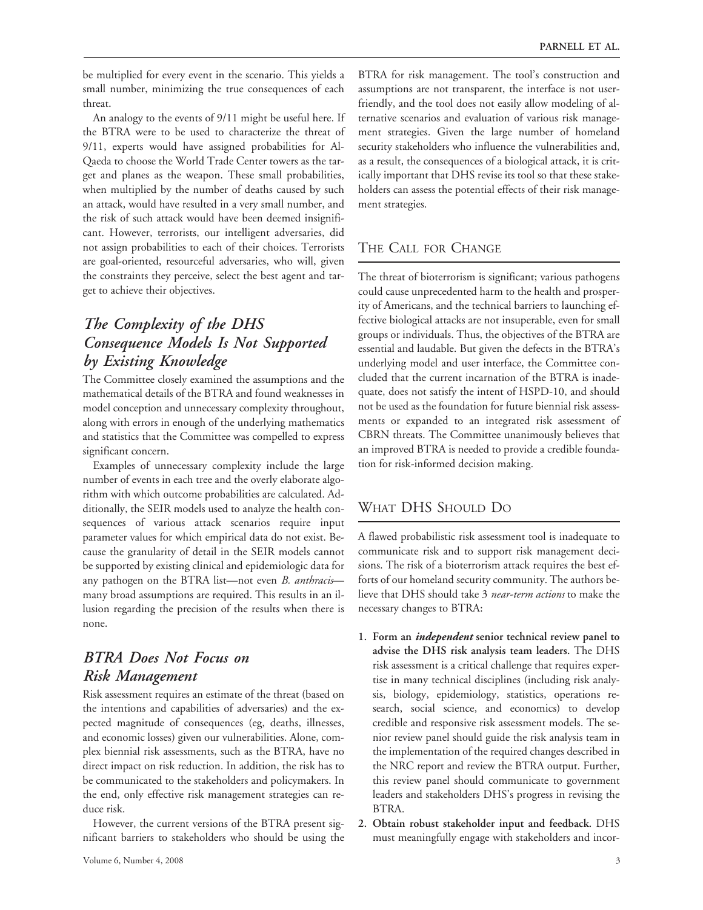be multiplied for every event in the scenario. This yields a small number, minimizing the true consequences of each threat.

An analogy to the events of 9/11 might be useful here. If the BTRA were to be used to characterize the threat of 9/11, experts would have assigned probabilities for Al-Qaeda to choose the World Trade Center towers as the target and planes as the weapon. These small probabilities, when multiplied by the number of deaths caused by such an attack, would have resulted in a very small number, and the risk of such attack would have been deemed insignificant. However, terrorists, our intelligent adversaries, did not assign probabilities to each of their choices. Terrorists are goal-oriented, resourceful adversaries, who will, given the constraints they perceive, select the best agent and target to achieve their objectives.

### *The Complexity of the DHS Consequence Models Is Not Supported by Existing Knowledge*

The Committee closely examined the assumptions and the mathematical details of the BTRA and found weaknesses in model conception and unnecessary complexity throughout, along with errors in enough of the underlying mathematics and statistics that the Committee was compelled to express significant concern.

Examples of unnecessary complexity include the large number of events in each tree and the overly elaborate algorithm with which outcome probabilities are calculated. Additionally, the SEIR models used to analyze the health consequences of various attack scenarios require input parameter values for which empirical data do not exist. Because the granularity of detail in the SEIR models cannot be supported by existing clinical and epidemiologic data for any pathogen on the BTRA list—not even *B. anthracis*—many broad assumptions are required. This results in an illusion regarding the precision of the results when there is none.

### *BTRA Does Not Focus on Risk Management*

Risk assessment requires an estimate of the threat (based on the intentions and capabilities of adversaries) and the expected magnitude of consequences (eg, deaths, illnesses, and economic losses) given our vulnerabilities. Alone, complex biennial risk assessments, such as the BTRA, have no direct impact on risk reduction. In addition, the risk has to be communicated to the stakeholders and policymakers. In the end, only effective risk management strategies can reduce risk.

However, the current versions of the BTRA present significant barriers to stakeholders who should be using the BTRA for risk management. The tool's construction and assumptions are not transparent, the interface is not user-friendly, and the tool does not easily allow modeling of alternative scenarios and evaluation of various risk management strategies. Given the large number of homeland security stakeholders who influence the vulnerabilities and, as a result, the consequences of a biological attack, it is critically important that DHS revise its tool so that these stakeholders can assess the potential effects of their risk management strategies.

## The Call for Change

The threat of bioterrorism is significant; various pathogens could cause unprecedented harm to the health and prosperity of Americans, and the technical barriers to launching effective biological attacks are not insuperable, even for small groups or individuals. Thus, the objectives of the BTRA are essential and laudable. But given the defects in the BTRA's underlying model and user interface, the Committee concluded that the current incarnation of the BTRA is inadequate, does not satisfy the intent of HSPD-10, and should not be used as the foundation for future biennial risk assessments or expanded to an integrated risk assessment of CBRN threats. The Committee unanimously believes that an improved BTRA is needed to provide a credible foundation for risk-informed decision making.

## What DHS Should Do

A flawed probabilistic risk assessment tool is inadequate to communicate risk and to support risk management decisions. The risk of a bioterrorism attack requires the best efforts of our homeland security community. The authors believe that DHS should take 3 *near-term actions* to make the necessary changes to BTRA:

1. **Form an *independent* senior technical review panel to advise the DHS risk analysis team leaders.** The DHS risk assessment is a critical challenge that requires expertise in many technical disciplines (including risk analysis, biology, epidemiology, statistics, operations research, social science, and economics) to develop credible and responsive risk assessment models. The senior review panel should guide the risk analysis team in the implementation of the required changes described in the NRC report and review the BTRA output. Further, this review panel should communicate to government leaders and stakeholders DHS's progress in revising the BTRA.
2. **Obtain robust stakeholder input and feedback.** DHS must meaningfully engage with stakeholders and incor-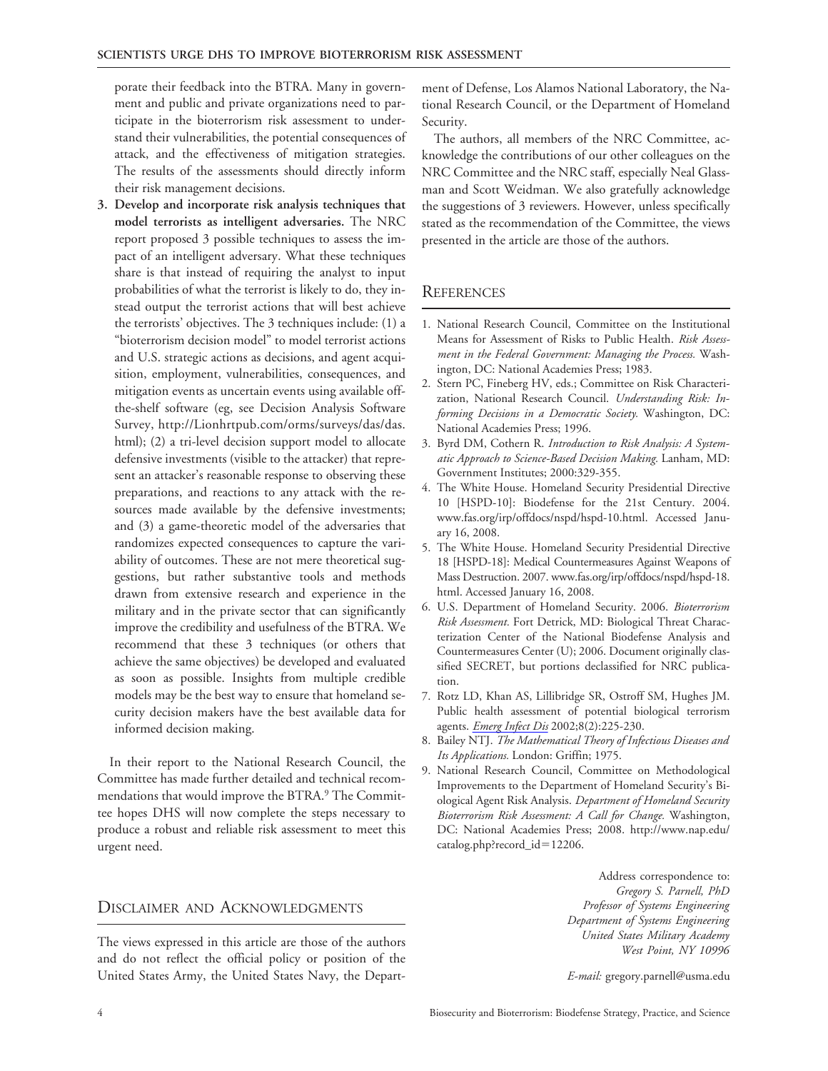porate their feedback into the BTRA. Many in government and public and private organizations need to participate in the bioterrorism risk assessment to understand their vulnerabilities, the potential consequences of attack, and the effectiveness of mitigation strategies. The results of the assessments should directly inform their risk management decisions.

3. **Develop and incorporate risk analysis techniques that model terrorists as intelligent adversaries.** The NRC report proposed 3 possible techniques to assess the impact of an intelligent adversary. What these techniques share is that instead of requiring the analyst to input probabilities of what the terrorist is likely to do, they instead output the terrorist actions that will best achieve the terrorists' objectives. The 3 techniques include: (1) a "bioterrorism decision model" to model terrorist actions and U.S. strategic actions as decisions, and agent acquisition, employment, vulnerabilities, consequences, and mitigation events as uncertain events using available off-the-shelf software (eg, see Decision Analysis Software Survey, http://Lionhrtpub.com/orms/surveys/das/das.html); (2) a tri-level decision support model to allocate defensive investments (visible to the attacker) that represent an attacker's reasonable response to observing these preparations, and reactions to any attack with the resources made available by the defensive investments; and (3) a game-theoretic model of the adversaries that randomizes expected consequences to capture the variability of outcomes. These are not mere theoretical suggestions, but rather substantive tools and methods drawn from extensive research and experience in the military and in the private sector that can significantly improve the credibility and usefulness of the BTRA. We recommend that these 3 techniques (or others that achieve the same objectives) be developed and evaluated as soon as possible. Insights from multiple credible models may be the best way to ensure that homeland security decision makers have the best available data for informed decision making.

In their report to the National Research Council, the Committee has made further detailed and technical recommendations that would improve the BTRA.[9] The Committee hopes DHS will now complete the steps necessary to produce a robust and reliable risk assessment to meet this urgent need.

## Disclaimer and Acknowledgments

The views expressed in this article are those of the authors and do not reflect the official policy or position of the United States Army, the United States Navy, the Department of Defense, Los Alamos National Laboratory, the National Research Council, or the Department of Homeland Security.

The authors, all members of the NRC Committee, acknowledge the contributions of our other colleagues on the NRC Committee and the NRC staff, especially Neal Glassman and Scott Weidman. We also gratefully acknowledge the suggestions of 3 reviewers. However, unless specifically stated as the recommendation of the Committee, the views presented in the article are those of the authors.

## References

1. National Research Council, Committee on the Institutional Means for Assessment of Risks to Public Health. *Risk Assessment in the Federal Government: Managing the Process.* Washington, DC: National Academies Press; 1983.
2. Stern PC, Fineberg HV, eds.; Committee on Risk Characterization, National Research Council. *Understanding Risk: Informing Decisions in a Democratic Society.* Washington, DC: National Academies Press; 1996.
3. Byrd DM, Cothern R. *Introduction to Risk Analysis: A Systematic Approach to Science-Based Decision Making.* Lanham, MD: Government Institutes; 2000:329-355.
4. The White House. Homeland Security Presidential Directive 10 [HSPD-10]: Biodefense for the 21st Century. 2004. www.fas.org/irp/offdocs/nspd/hspd-10.html. Accessed January 16, 2008.
5. The White House. Homeland Security Presidential Directive 18 [HSPD-18]: Medical Countermeasures Against Weapons of Mass Destruction. 2007. www.fas.org/irp/offdocs/nspd/hspd-18.html. Accessed January 16, 2008.
6. U.S. Department of Homeland Security. 2006. *Bioterrorism Risk Assessment.* Fort Detrick, MD: Biological Threat Characterization Center of the National Biodefense Analysis and Countermeasures Center (U); 2006. Document originally classified SECRET, but portions declassified for NRC publication.
7. Rotz LD, Khan AS, Lillibridge SR, Ostroff SM, Hughes JM. Public health assessment of potential biological terrorism agents. *Emerg Infect Dis* 2002;8(2):225-230.
8. Bailey NTJ. *The Mathematical Theory of Infectious Diseases and Its Applications.* London: Griffin; 1975.
9. National Research Council, Committee on Methodological Improvements to the Department of Homeland Security's Biological Agent Risk Analysis. *Department of Homeland Security Bioterrorism Risk Assessment: A Call for Change.* Washington, DC: National Academies Press; 2008. http://www.nap.edu/catalog.php?record_id=12206.

Address correspondence to:
*Gregory S. Parnell, PhD*
*Professor of Systems Engineering*
*Department of Systems Engineering*
*United States Military Academy*
*West Point, NY 10996*

*E-mail:* gregory.parnell@usma.edu